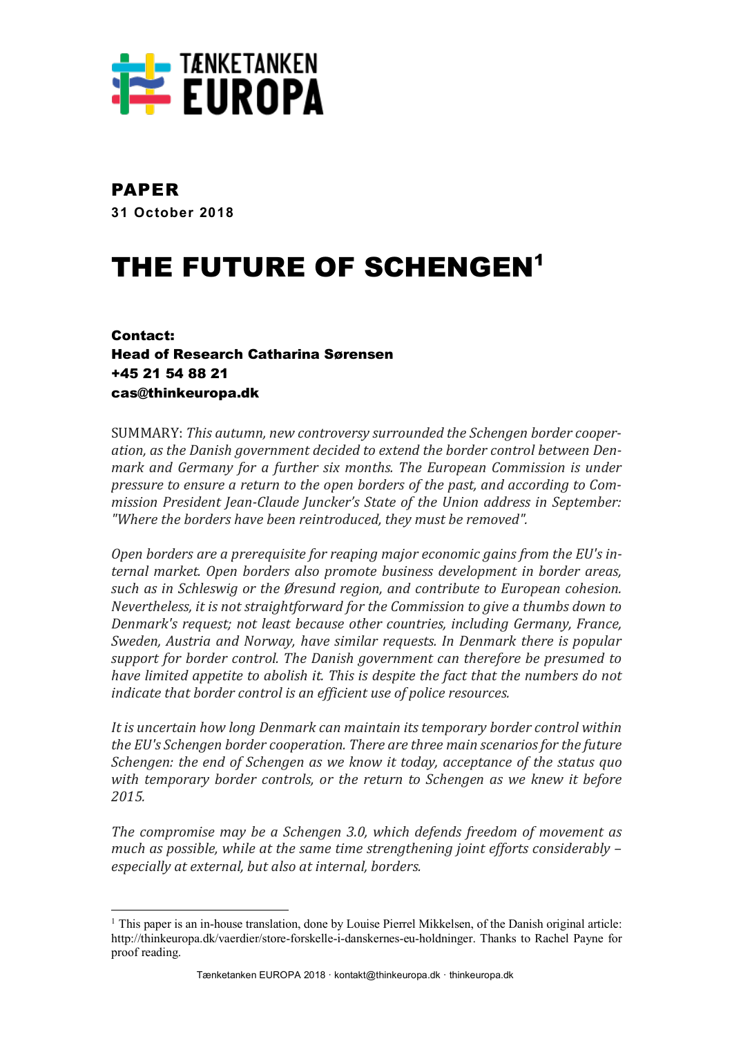TÆNKETANKEN EUROPA

**PAPER**

**31 October 2018**

# THE FUTURE OF SCHENGEN[1]

**Contact:**
**Head of Research Catharina Sørensen**
**+45 21 54 88 21**
**cas@thinkeuropa.dk**

SUMMARY: *This autumn, new controversy surrounded the Schengen border cooperation, as the Danish government decided to extend the border control between Denmark and Germany for a further six months. The European Commission is under pressure to ensure a return to the open borders of the past, and according to Commission President Jean-Claude Juncker's State of the Union address in September: "Where the borders have been reintroduced, they must be removed".*

*Open borders are a prerequisite for reaping major economic gains from the EU's internal market. Open borders also promote business development in border areas, such as in Schleswig or the Øresund region, and contribute to European cohesion. Nevertheless, it is not straightforward for the Commission to give a thumbs down to Denmark's request; not least because other countries, including Germany, France, Sweden, Austria and Norway, have similar requests. In Denmark there is popular support for border control. The Danish government can therefore be presumed to have limited appetite to abolish it. This is despite the fact that the numbers do not indicate that border control is an efficient use of police resources.*

*It is uncertain how long Denmark can maintain its temporary border control within the EU's Schengen border cooperation. There are three main scenarios for the future Schengen: the end of Schengen as we know it today, acceptance of the status quo with temporary border controls, or the return to Schengen as we knew it before 2015.*

*The compromise may be a Schengen 3.0, which defends freedom of movement as much as possible, while at the same time strengthening joint efforts considerably – especially at external, but also at internal, borders.*

---

[1] This paper is an in-house translation, done by Louise Pierrel Mikkelsen, of the Danish original article: http://thinkeuropa.dk/vaerdier/store-forskelle-i-danskernes-eu-holdninger. Thanks to Rachel Payne for proof reading.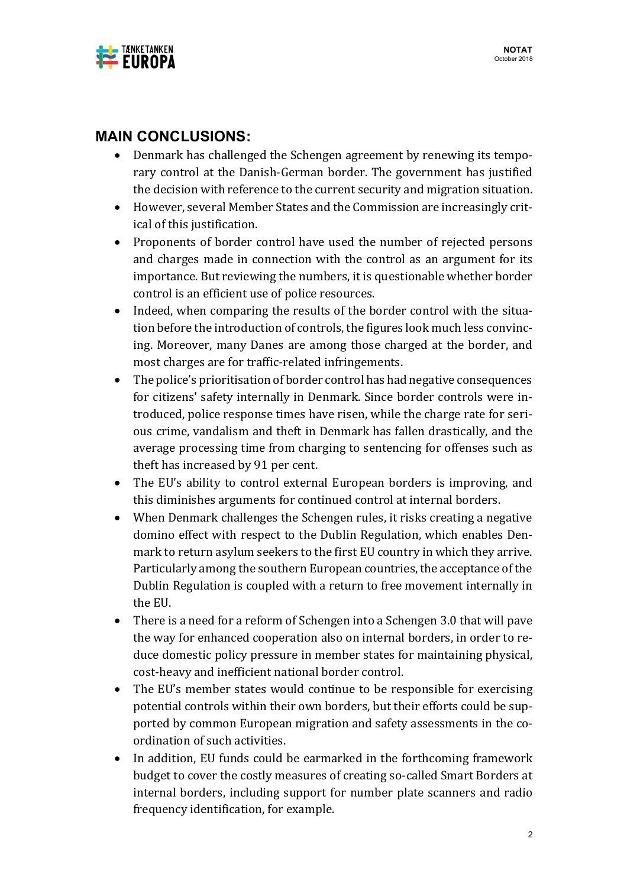## MAIN CONCLUSIONS:

- Denmark has challenged the Schengen agreement by renewing its temporary control at the Danish-German border. The government has justified the decision with reference to the current security and migration situation.
- However, several Member States and the Commission are increasingly critical of this justification.
- Proponents of border control have used the number of rejected persons and charges made in connection with the control as an argument for its importance. But reviewing the numbers, it is questionable whether border control is an efficient use of police resources.
- Indeed, when comparing the results of the border control with the situation before the introduction of controls, the figures look much less convincing. Moreover, many Danes are among those charged at the border, and most charges are for traffic-related infringements.
- The police's prioritisation of border control has had negative consequences for citizens' safety internally in Denmark. Since border controls were introduced, police response times have risen, while the charge rate for serious crime, vandalism and theft in Denmark has fallen drastically, and the average processing time from charging to sentencing for offenses such as theft has increased by 91 per cent.
- The EU's ability to control external European borders is improving, and this diminishes arguments for continued control at internal borders.
- When Denmark challenges the Schengen rules, it risks creating a negative domino effect with respect to the Dublin Regulation, which enables Denmark to return asylum seekers to the first EU country in which they arrive. Particularly among the southern European countries, the acceptance of the Dublin Regulation is coupled with a return to free movement internally in the EU.
- There is a need for a reform of Schengen into a Schengen 3.0 that will pave the way for enhanced cooperation also on internal borders, in order to reduce domestic policy pressure in member states for maintaining physical, cost-heavy and inefficient national border control.
- The EU's member states would continue to be responsible for exercising potential controls within their own borders, but their efforts could be supported by common European migration and safety assessments in the coordination of such activities.
- In addition, EU funds could be earmarked in the forthcoming framework budget to cover the costly measures of creating so-called Smart Borders at internal borders, including support for number plate scanners and radio frequency identification, for example.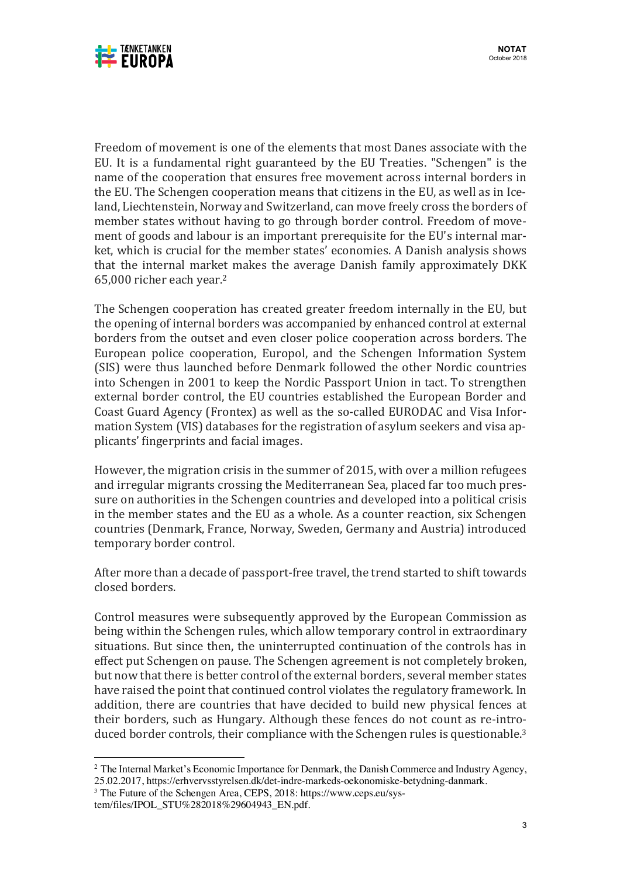Freedom of movement is one of the elements that most Danes associate with the EU. It is a fundamental right guaranteed by the EU Treaties. "Schengen" is the name of the cooperation that ensures free movement across internal borders in the EU. The Schengen cooperation means that citizens in the EU, as well as in Iceland, Liechtenstein, Norway and Switzerland, can move freely cross the borders of member states without having to go through border control. Freedom of movement of goods and labour is an important prerequisite for the EU's internal market, which is crucial for the member states' economies. A Danish analysis shows that the internal market makes the average Danish family approximately DKK 65,000 richer each year.[2]

The Schengen cooperation has created greater freedom internally in the EU, but the opening of internal borders was accompanied by enhanced control at external borders from the outset and even closer police cooperation across borders. The European police cooperation, Europol, and the Schengen Information System (SIS) were thus launched before Denmark followed the other Nordic countries into Schengen in 2001 to keep the Nordic Passport Union in tact. To strengthen external border control, the EU countries established the European Border and Coast Guard Agency (Frontex) as well as the so-called EURODAC and Visa Information System (VIS) databases for the registration of asylum seekers and visa applicants' fingerprints and facial images.

However, the migration crisis in the summer of 2015, with over a million refugees and irregular migrants crossing the Mediterranean Sea, placed far too much pressure on authorities in the Schengen countries and developed into a political crisis in the member states and the EU as a whole. As a counter reaction, six Schengen countries (Denmark, France, Norway, Sweden, Germany and Austria) introduced temporary border control.

After more than a decade of passport-free travel, the trend started to shift towards closed borders.

Control measures were subsequently approved by the European Commission as being within the Schengen rules, which allow temporary control in extraordinary situations. But since then, the uninterrupted continuation of the controls has in effect put Schengen on pause. The Schengen agreement is not completely broken, but now that there is better control of the external borders, several member states have raised the point that continued control violates the regulatory framework. In addition, there are countries that have decided to build new physical fences at their borders, such as Hungary. Although these fences do not count as re-introduced border controls, their compliance with the Schengen rules is questionable.[3]

---

[2] The Internal Market's Economic Importance for Denmark, the Danish Commerce and Industry Agency, 25.02.2017, https://erhvervsstyrelsen.dk/det-indre-markeds-oekonomiske-betydning-danmark.

[3] The Future of the Schengen Area, CEPS, 2018: https://www.ceps.eu/system/files/IPOL_STU%282018%29604943_EN.pdf.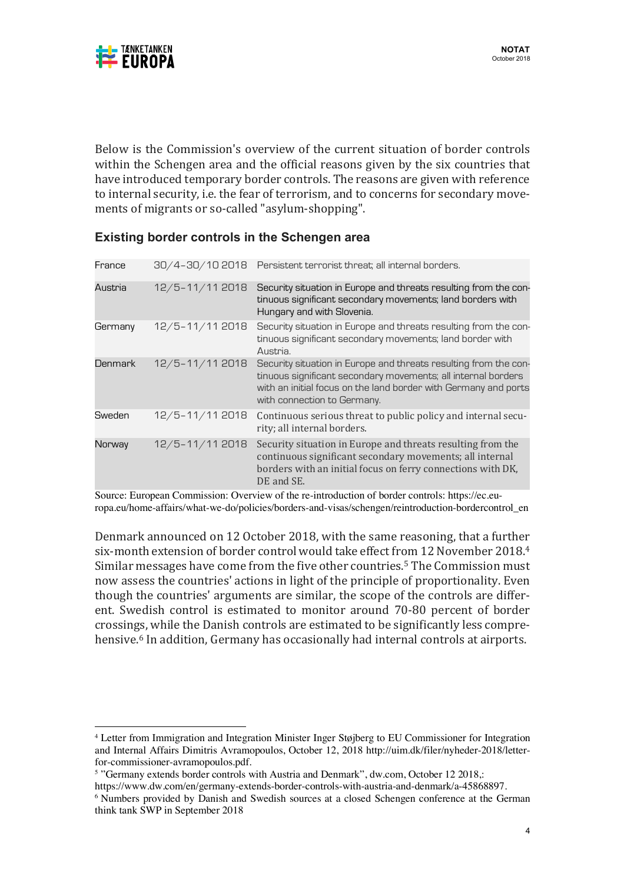Below is the Commission's overview of the current situation of border controls within the Schengen area and the official reasons given by the six countries that have introduced temporary border controls. The reasons are given with reference to internal security, i.e. the fear of terrorism, and to concerns for secondary movements of migrants or so-called "asylum-shopping".

### Existing border controls in the Schengen area

| | | |
|---|---|---|
| France | 30/4–30/10 2018 | Persistent terrorist threat; all internal borders. |
| Austria | 12/5–11/11 2018 | Security situation in Europe and threats resulting from the continuous significant secondary movements; land borders with Hungary and with Slovenia. |
| Germany | 12/5–11/11 2018 | Security situation in Europe and threats resulting from the continuous significant secondary movements; land border with Austria. |
| Denmark | 12/5–11/11 2018 | Security situation in Europe and threats resulting from the continuous significant secondary movements; all internal borders with an initial focus on the land border with Germany and ports with connection to Germany. |
| Sweden | 12/5–11/11 2018 | Continuous serious threat to public policy and internal security; all internal borders. |
| Norway | 12/5–11/11 2018 | Security situation in Europe and threats resulting from the continuous significant secondary movements; all internal borders with an initial focus on ferry connections with DK, DE and SE. |

Source: European Commission: Overview of the re-introduction of border controls: https://ec.europa.eu/home-affairs/what-we-do/policies/borders-and-visas/schengen/reintroduction-bordercontrol_en

Denmark announced on 12 October 2018, with the same reasoning, that a further six-month extension of border control would take effect from 12 November 2018.[4] Similar messages have come from the five other countries.[5] The Commission must now assess the countries' actions in light of the principle of proportionality. Even though the countries' arguments are similar, the scope of the controls are different. Swedish control is estimated to monitor around 70-80 percent of border crossings, while the Danish controls are estimated to be significantly less comprehensive.[6] In addition, Germany has occasionally had internal controls at airports.

---

[4] Letter from Immigration and Integration Minister Inger Støjberg to EU Commissioner for Integration and Internal Affairs Dimitris Avramopoulos, October 12, 2018 http://uim.dk/filer/nyheder-2018/letter-for-commissioner-avramopoulos.pdf.

[5] "Germany extends border controls with Austria and Denmark", dw.com, October 12 2018,: https://www.dw.com/en/germany-extends-border-controls-with-austria-and-denmark/a-45868897.

[6] Numbers provided by Danish and Swedish sources at a closed Schengen conference at the German think tank SWP in September 2018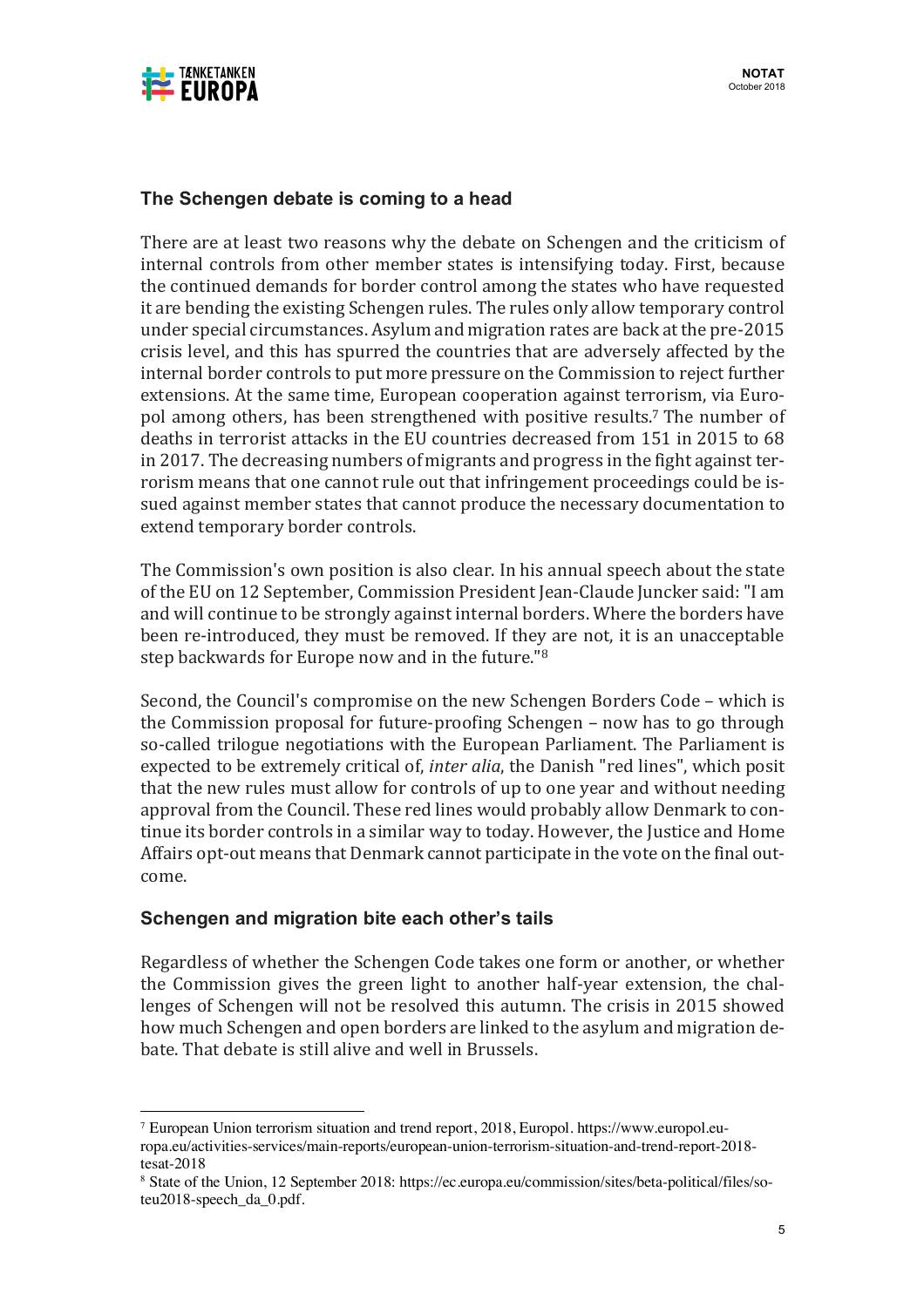## The Schengen debate is coming to a head

There are at least two reasons why the debate on Schengen and the criticism of internal controls from other member states is intensifying today. First, because the continued demands for border control among the states who have requested it are bending the existing Schengen rules. The rules only allow temporary control under special circumstances. Asylum and migration rates are back at the pre-2015 crisis level, and this has spurred the countries that are adversely affected by the internal border controls to put more pressure on the Commission to reject further extensions. At the same time, European cooperation against terrorism, via Europol among others, has been strengthened with positive results.[7] The number of deaths in terrorist attacks in the EU countries decreased from 151 in 2015 to 68 in 2017. The decreasing numbers of migrants and progress in the fight against terrorism means that one cannot rule out that infringement proceedings could be issued against member states that cannot produce the necessary documentation to extend temporary border controls.

The Commission's own position is also clear. In his annual speech about the state of the EU on 12 September, Commission President Jean-Claude Juncker said: "I am and will continue to be strongly against internal borders. Where the borders have been re-introduced, they must be removed. If they are not, it is an unacceptable step backwards for Europe now and in the future."[8]

Second, the Council's compromise on the new Schengen Borders Code – which is the Commission proposal for future-proofing Schengen – now has to go through so-called trilogue negotiations with the European Parliament. The Parliament is expected to be extremely critical of, *inter alia*, the Danish "red lines", which posit that the new rules must allow for controls of up to one year and without needing approval from the Council. These red lines would probably allow Denmark to continue its border controls in a similar way to today. However, the Justice and Home Affairs opt-out means that Denmark cannot participate in the vote on the final outcome.

## Schengen and migration bite each other's tails

Regardless of whether the Schengen Code takes one form or another, or whether the Commission gives the green light to another half-year extension, the challenges of Schengen will not be resolved this autumn. The crisis in 2015 showed how much Schengen and open borders are linked to the asylum and migration debate. That debate is still alive and well in Brussels.

---

[7] European Union terrorism situation and trend report, 2018, Europol. https://www.europol.europa.eu/activities-services/main-reports/european-union-terrorism-situation-and-trend-report-2018-tesat-2018

[8] State of the Union, 12 September 2018: https://ec.europa.eu/commission/sites/beta-political/files/soteu2018-speech_da_0.pdf.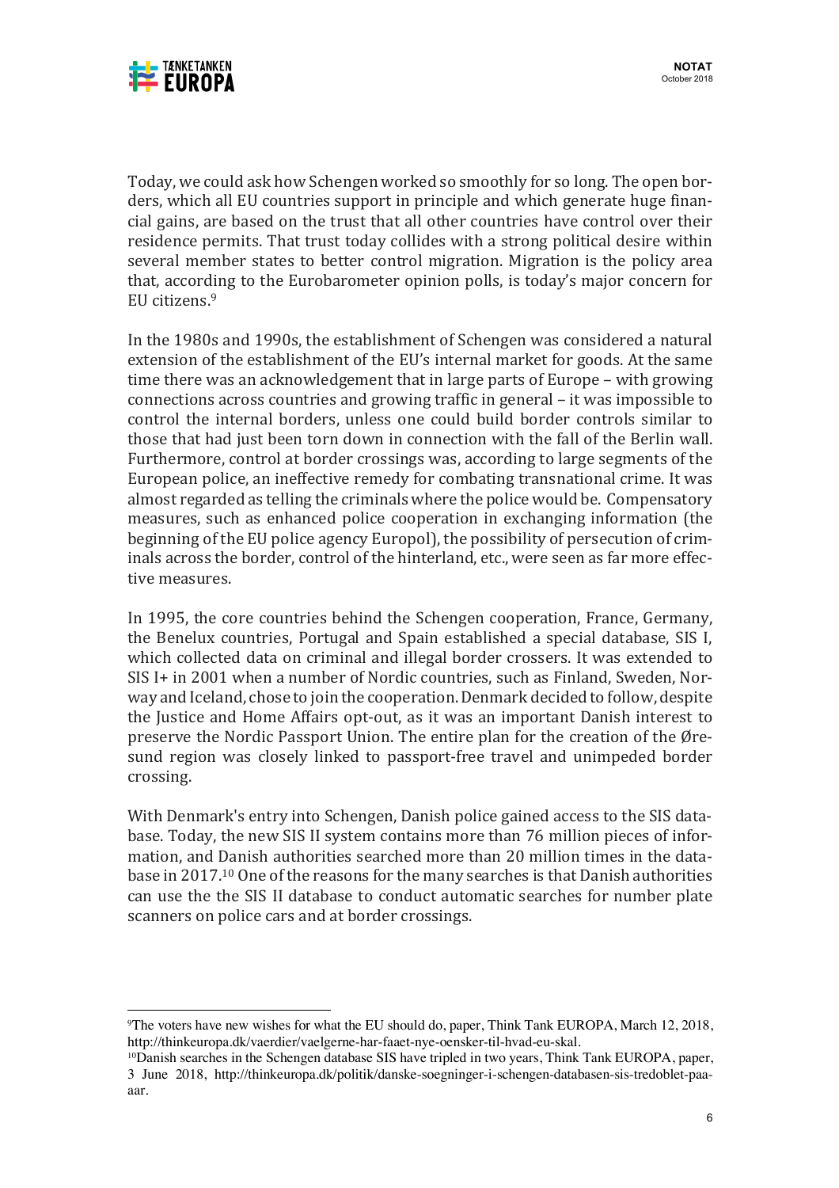Today, we could ask how Schengen worked so smoothly for so long. The open borders, which all EU countries support in principle and which generate huge financial gains, are based on the trust that all other countries have control over their residence permits. That trust today collides with a strong political desire within several member states to better control migration. Migration is the policy area that, according to the Eurobarometer opinion polls, is today's major concern for EU citizens.[9]

In the 1980s and 1990s, the establishment of Schengen was considered a natural extension of the establishment of the EU's internal market for goods. At the same time there was an acknowledgement that in large parts of Europe – with growing connections across countries and growing traffic in general – it was impossible to control the internal borders, unless one could build border controls similar to those that had just been torn down in connection with the fall of the Berlin wall. Furthermore, control at border crossings was, according to large segments of the European police, an ineffective remedy for combating transnational crime. It was almost regarded as telling the criminals where the police would be. Compensatory measures, such as enhanced police cooperation in exchanging information (the beginning of the EU police agency Europol), the possibility of persecution of criminals across the border, control of the hinterland, etc., were seen as far more effective measures.

In 1995, the core countries behind the Schengen cooperation, France, Germany, the Benelux countries, Portugal and Spain established a special database, SIS I, which collected data on criminal and illegal border crossers. It was extended to SIS I+ in 2001 when a number of Nordic countries, such as Finland, Sweden, Norway and Iceland, chose to join the cooperation. Denmark decided to follow, despite the Justice and Home Affairs opt-out, as it was an important Danish interest to preserve the Nordic Passport Union. The entire plan for the creation of the Øresund region was closely linked to passport-free travel and unimpeded border crossing.

With Denmark's entry into Schengen, Danish police gained access to the SIS database. Today, the new SIS II system contains more than 76 million pieces of information, and Danish authorities searched more than 20 million times in the database in 2017.[10] One of the reasons for the many searches is that Danish authorities can use the the SIS II database to conduct automatic searches for number plate scanners on police cars and at border crossings.

---

[9] The voters have new wishes for what the EU should do, paper, Think Tank EUROPA, March 12, 2018, http://thinkeuropa.dk/vaerdier/vaelgerne-har-faaet-nye-oensker-til-hvad-eu-skal.

[10] Danish searches in the Schengen database SIS have tripled in two years, Think Tank EUROPA, paper, 3 June 2018, http://thinkeuropa.dk/politik/danske-soegninger-i-schengen-databasen-sis-tredoblet-paa-aar.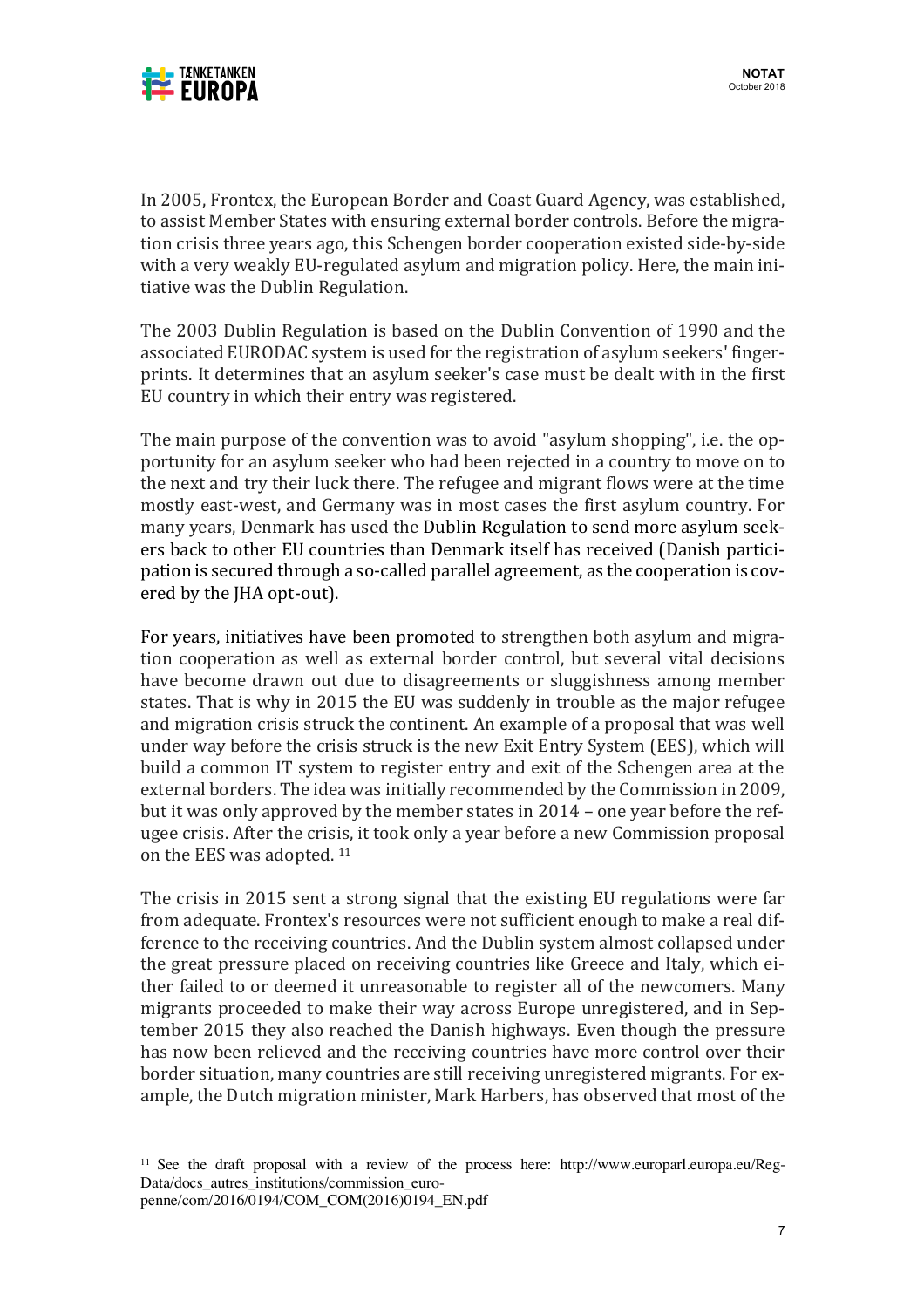In 2005, Frontex, the European Border and Coast Guard Agency, was established, to assist Member States with ensuring external border controls. Before the migration crisis three years ago, this Schengen border cooperation existed side-by-side with a very weakly EU-regulated asylum and migration policy. Here, the main initiative was the Dublin Regulation.

The 2003 Dublin Regulation is based on the Dublin Convention of 1990 and the associated EURODAC system is used for the registration of asylum seekers' fingerprints. It determines that an asylum seeker's case must be dealt with in the first EU country in which their entry was registered.

The main purpose of the convention was to avoid "asylum shopping", i.e. the opportunity for an asylum seeker who had been rejected in a country to move on to the next and try their luck there. The refugee and migrant flows were at the time mostly east-west, and Germany was in most cases the first asylum country. For many years, Denmark has used the Dublin Regulation to send more asylum seekers back to other EU countries than Denmark itself has received (Danish participation is secured through a so-called parallel agreement, as the cooperation is covered by the JHA opt-out).

For years, initiatives have been promoted to strengthen both asylum and migration cooperation as well as external border control, but several vital decisions have become drawn out due to disagreements or sluggishness among member states. That is why in 2015 the EU was suddenly in trouble as the major refugee and migration crisis struck the continent. An example of a proposal that was well under way before the crisis struck is the new Exit Entry System (EES), which will build a common IT system to register entry and exit of the Schengen area at the external borders. The idea was initially recommended by the Commission in 2009, but it was only approved by the member states in 2014 – one year before the refugee crisis. After the crisis, it took only a year before a new Commission proposal on the EES was adopted. [11]

The crisis in 2015 sent a strong signal that the existing EU regulations were far from adequate. Frontex's resources were not sufficient enough to make a real difference to the receiving countries. And the Dublin system almost collapsed under the great pressure placed on receiving countries like Greece and Italy, which either failed to or deemed it unreasonable to register all of the newcomers. Many migrants proceeded to make their way across Europe unregistered, and in September 2015 they also reached the Danish highways. Even though the pressure has now been relieved and the receiving countries have more control over their border situation, many countries are still receiving unregistered migrants. For example, the Dutch migration minister, Mark Harbers, has observed that most of the

---

[11] See the draft proposal with a review of the process here: http://www.europarl.europa.eu/RegData/docs_autres_institutions/commission_europenne/com/2016/0194/COM_COM(2016)0194_EN.pdf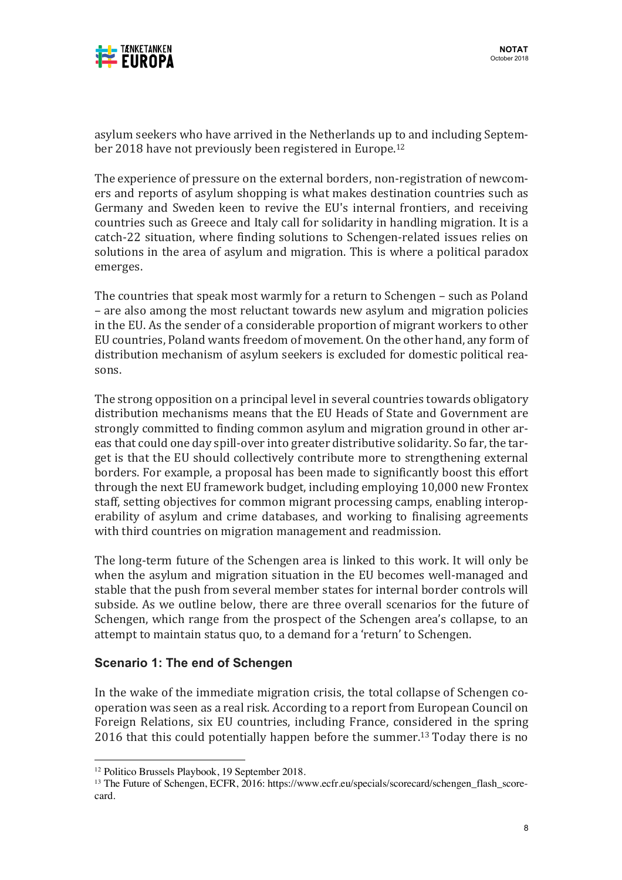asylum seekers who have arrived in the Netherlands up to and including September 2018 have not previously been registered in Europe.[12]

The experience of pressure on the external borders, non-registration of newcomers and reports of asylum shopping is what makes destination countries such as Germany and Sweden keen to revive the EU's internal frontiers, and receiving countries such as Greece and Italy call for solidarity in handling migration. It is a catch-22 situation, where finding solutions to Schengen-related issues relies on solutions in the area of asylum and migration. This is where a political paradox emerges.

The countries that speak most warmly for a return to Schengen – such as Poland – are also among the most reluctant towards new asylum and migration policies in the EU. As the sender of a considerable proportion of migrant workers to other EU countries, Poland wants freedom of movement. On the other hand, any form of distribution mechanism of asylum seekers is excluded for domestic political reasons.

The strong opposition on a principal level in several countries towards obligatory distribution mechanisms means that the EU Heads of State and Government are strongly committed to finding common asylum and migration ground in other areas that could one day spill-over into greater distributive solidarity. So far, the target is that the EU should collectively contribute more to strengthening external borders. For example, a proposal has been made to significantly boost this effort through the next EU framework budget, including employing 10,000 new Frontex staff, setting objectives for common migrant processing camps, enabling interoperability of asylum and crime databases, and working to finalising agreements with third countries on migration management and readmission.

The long-term future of the Schengen area is linked to this work. It will only be when the asylum and migration situation in the EU becomes well-managed and stable that the push from several member states for internal border controls will subside. As we outline below, there are three overall scenarios for the future of Schengen, which range from the prospect of the Schengen area's collapse, to an attempt to maintain status quo, to a demand for a 'return' to Schengen.

### Scenario 1: The end of Schengen

In the wake of the immediate migration crisis, the total collapse of Schengen cooperation was seen as a real risk. According to a report from European Council on Foreign Relations, six EU countries, including France, considered in the spring 2016 that this could potentially happen before the summer.[13] Today there is no

[12] Politico Brussels Playbook, 19 September 2018.

[13] The Future of Schengen, ECFR, 2016: https://www.ecfr.eu/specials/scorecard/schengen_flash_scorecard.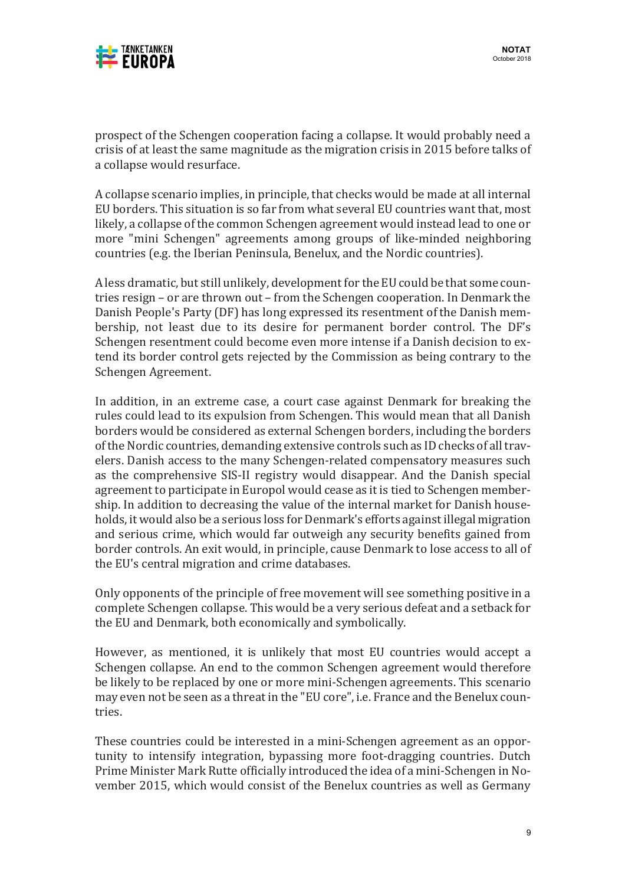prospect of the Schengen cooperation facing a collapse. It would probably need a crisis of at least the same magnitude as the migration crisis in 2015 before talks of a collapse would resurface.

A collapse scenario implies, in principle, that checks would be made at all internal EU borders. This situation is so far from what several EU countries want that, most likely, a collapse of the common Schengen agreement would instead lead to one or more "mini Schengen" agreements among groups of like-minded neighboring countries (e.g. the Iberian Peninsula, Benelux, and the Nordic countries).

A less dramatic, but still unlikely, development for the EU could be that some countries resign – or are thrown out – from the Schengen cooperation. In Denmark the Danish People's Party (DF) has long expressed its resentment of the Danish membership, not least due to its desire for permanent border control. The DF's Schengen resentment could become even more intense if a Danish decision to extend its border control gets rejected by the Commission as being contrary to the Schengen Agreement.

In addition, in an extreme case, a court case against Denmark for breaking the rules could lead to its expulsion from Schengen. This would mean that all Danish borders would be considered as external Schengen borders, including the borders of the Nordic countries, demanding extensive controls such as ID checks of all travelers. Danish access to the many Schengen-related compensatory measures such as the comprehensive SIS-II registry would disappear. And the Danish special agreement to participate in Europol would cease as it is tied to Schengen membership. In addition to decreasing the value of the internal market for Danish households, it would also be a serious loss for Denmark's efforts against illegal migration and serious crime, which would far outweigh any security benefits gained from border controls. An exit would, in principle, cause Denmark to lose access to all of the EU's central migration and crime databases.

Only opponents of the principle of free movement will see something positive in a complete Schengen collapse. This would be a very serious defeat and a setback for the EU and Denmark, both economically and symbolically.

However, as mentioned, it is unlikely that most EU countries would accept a Schengen collapse. An end to the common Schengen agreement would therefore be likely to be replaced by one or more mini-Schengen agreements. This scenario may even not be seen as a threat in the "EU core", i.e. France and the Benelux countries.

These countries could be interested in a mini-Schengen agreement as an opportunity to intensify integration, bypassing more foot-dragging countries. Dutch Prime Minister Mark Rutte officially introduced the idea of a mini-Schengen in November 2015, which would consist of the Benelux countries as well as Germany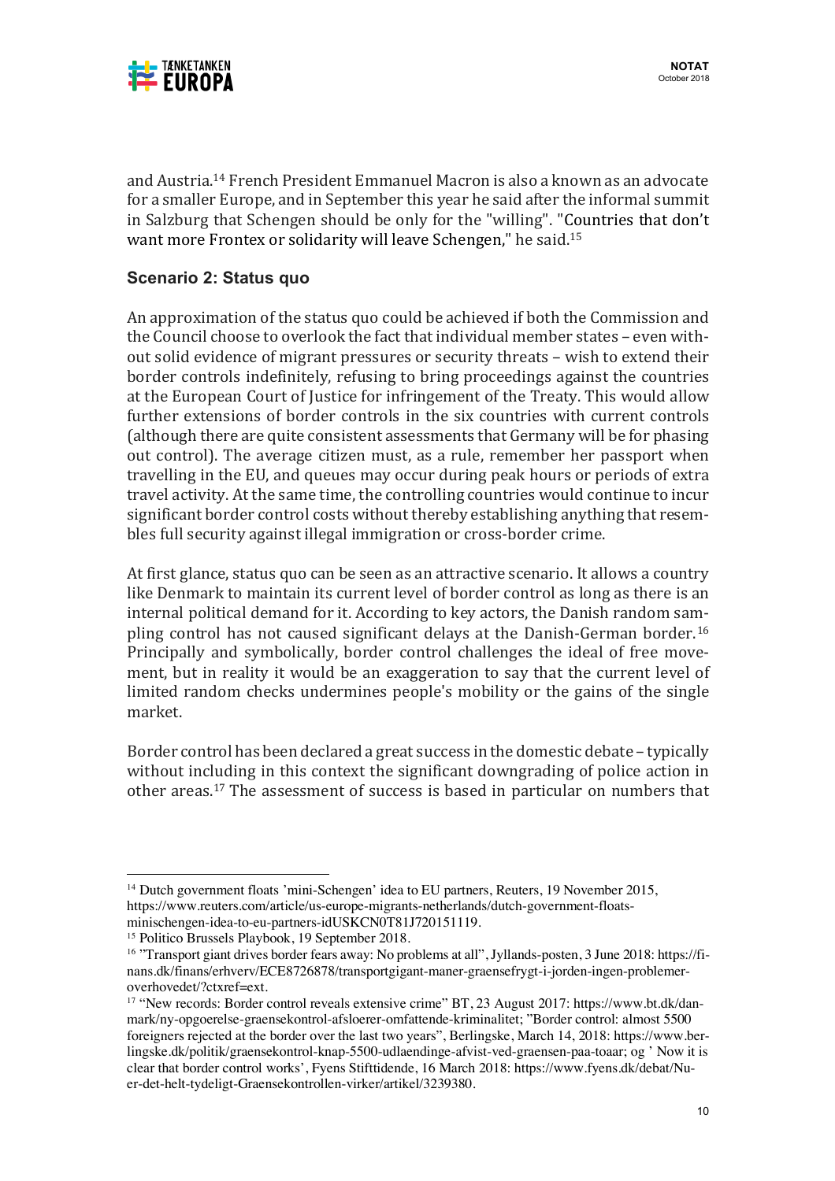and Austria.[14] French President Emmanuel Macron is also a known as an advocate for a smaller Europe, and in September this year he said after the informal summit in Salzburg that Schengen should be only for the "willing". "Countries that don't want more Frontex or solidarity will leave Schengen," he said.[15]

### Scenario 2: Status quo

An approximation of the status quo could be achieved if both the Commission and the Council choose to overlook the fact that individual member states – even without solid evidence of migrant pressures or security threats – wish to extend their border controls indefinitely, refusing to bring proceedings against the countries at the European Court of Justice for infringement of the Treaty. This would allow further extensions of border controls in the six countries with current controls (although there are quite consistent assessments that Germany will be for phasing out control). The average citizen must, as a rule, remember her passport when travelling in the EU, and queues may occur during peak hours or periods of extra travel activity. At the same time, the controlling countries would continue to incur significant border control costs without thereby establishing anything that resembles full security against illegal immigration or cross-border crime.

At first glance, status quo can be seen as an attractive scenario. It allows a country like Denmark to maintain its current level of border control as long as there is an internal political demand for it. According to key actors, the Danish random sampling control has not caused significant delays at the Danish-German border.[16] Principally and symbolically, border control challenges the ideal of free movement, but in reality it would be an exaggeration to say that the current level of limited random checks undermines people's mobility or the gains of the single market.

Border control has been declared a great success in the domestic debate – typically without including in this context the significant downgrading of police action in other areas.[17] The assessment of success is based in particular on numbers that

---

[14] Dutch government floats 'mini-Schengen' idea to EU partners, Reuters, 19 November 2015, https://www.reuters.com/article/us-europe-migrants-netherlands/dutch-government-floats-minischengen-idea-to-eu-partners-idUSKCN0T81J720151119.

[15] Politico Brussels Playbook, 19 September 2018.

[16] "Transport giant drives border fears away: No problems at all", Jyllands-posten, 3 June 2018: https://finans.dk/finans/erhverv/ECE8726878/transportgigant-maner-graensefrygt-i-jorden-ingen-problemer-overhovedet/?ctxref=ext.

[17] "New records: Border control reveals extensive crime" BT, 23 August 2017: https://www.bt.dk/danmark/ny-opgoerelse-graensekontrol-afsloerer-omfattende-kriminalitet; "Border control: almost 5500 foreigners rejected at the border over the last two years", Berlingske, March 14, 2018: https://www.berlingske.dk/politik/graensekontrol-knap-5500-udlaendinge-afvist-ved-graensen-paa-toaar; og ' Now it is clear that border control works', Fyens Stifttidende, 16 March 2018: https://www.fyens.dk/debat/Nu-er-det-helt-tydeligt-Graensekontrollen-virker/artikel/3239380.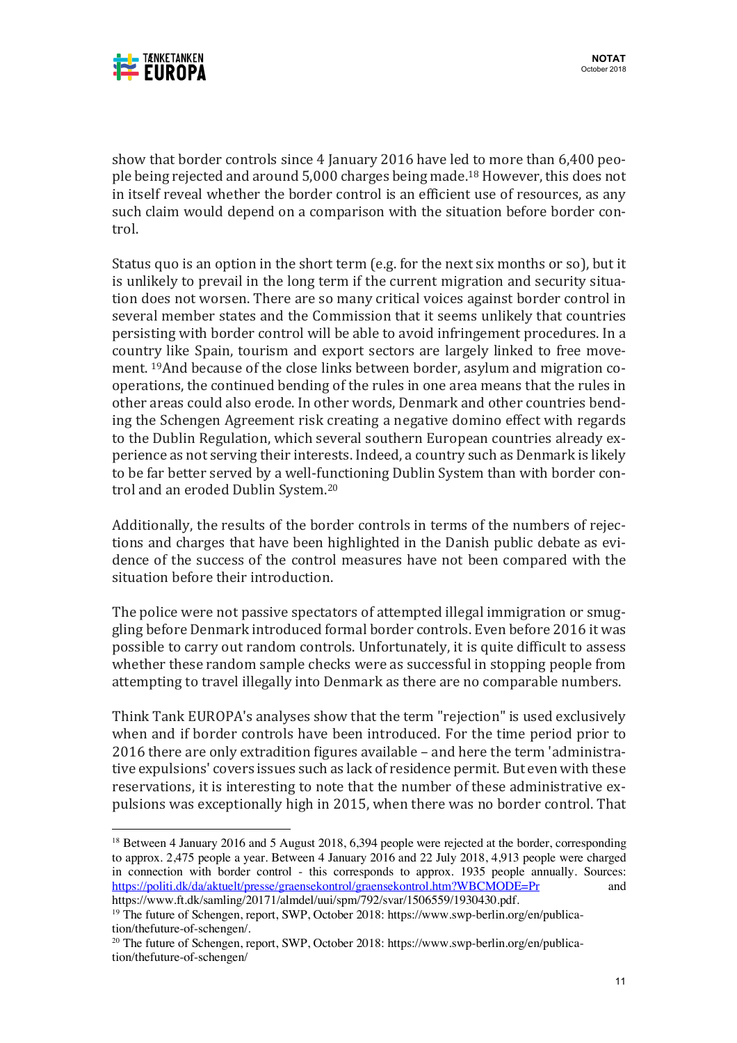show that border controls since 4 January 2016 have led to more than 6,400 people being rejected and around 5,000 charges being made.[18] However, this does not in itself reveal whether the border control is an efficient use of resources, as any such claim would depend on a comparison with the situation before border control.

Status quo is an option in the short term (e.g. for the next six months or so), but it is unlikely to prevail in the long term if the current migration and security situation does not worsen. There are so many critical voices against border control in several member states and the Commission that it seems unlikely that countries persisting with border control will be able to avoid infringement procedures. In a country like Spain, tourism and export sectors are largely linked to free movement. [19]And because of the close links between border, asylum and migration cooperations, the continued bending of the rules in one area means that the rules in other areas could also erode. In other words, Denmark and other countries bending the Schengen Agreement risk creating a negative domino effect with regards to the Dublin Regulation, which several southern European countries already experience as not serving their interests. Indeed, a country such as Denmark is likely to be far better served by a well-functioning Dublin System than with border control and an eroded Dublin System.[20]

Additionally, the results of the border controls in terms of the numbers of rejections and charges that have been highlighted in the Danish public debate as evidence of the success of the control measures have not been compared with the situation before their introduction.

The police were not passive spectators of attempted illegal immigration or smuggling before Denmark introduced formal border controls. Even before 2016 it was possible to carry out random controls. Unfortunately, it is quite difficult to assess whether these random sample checks were as successful in stopping people from attempting to travel illegally into Denmark as there are no comparable numbers.

Think Tank EUROPA's analyses show that the term "rejection" is used exclusively when and if border controls have been introduced. For the time period prior to 2016 there are only extradition figures available – and here the term 'administrative expulsions' covers issues such as lack of residence permit. But even with these reservations, it is interesting to note that the number of these administrative expulsions was exceptionally high in 2015, when there was no border control. That

---

[18] Between 4 January 2016 and 5 August 2018, 6,394 people were rejected at the border, corresponding to approx. 2,475 people a year. Between 4 January 2016 and 22 July 2018, 4,913 people were charged in connection with border control - this corresponds to approx. 1935 people annually. Sources: https://politi.dk/da/aktuelt/presse/graensekontrol/graensekontrol.htm?WBCMODE=Pr and https://www.ft.dk/samling/20171/almdel/uui/spm/792/svar/1506559/1930430.pdf.

[19] The future of Schengen, report, SWP, October 2018: https://www.swp-berlin.org/en/publication/thefuture-of-schengen/.

[20] The future of Schengen, report, SWP, October 2018: https://www.swp-berlin.org/en/publication/thefuture-of-schengen/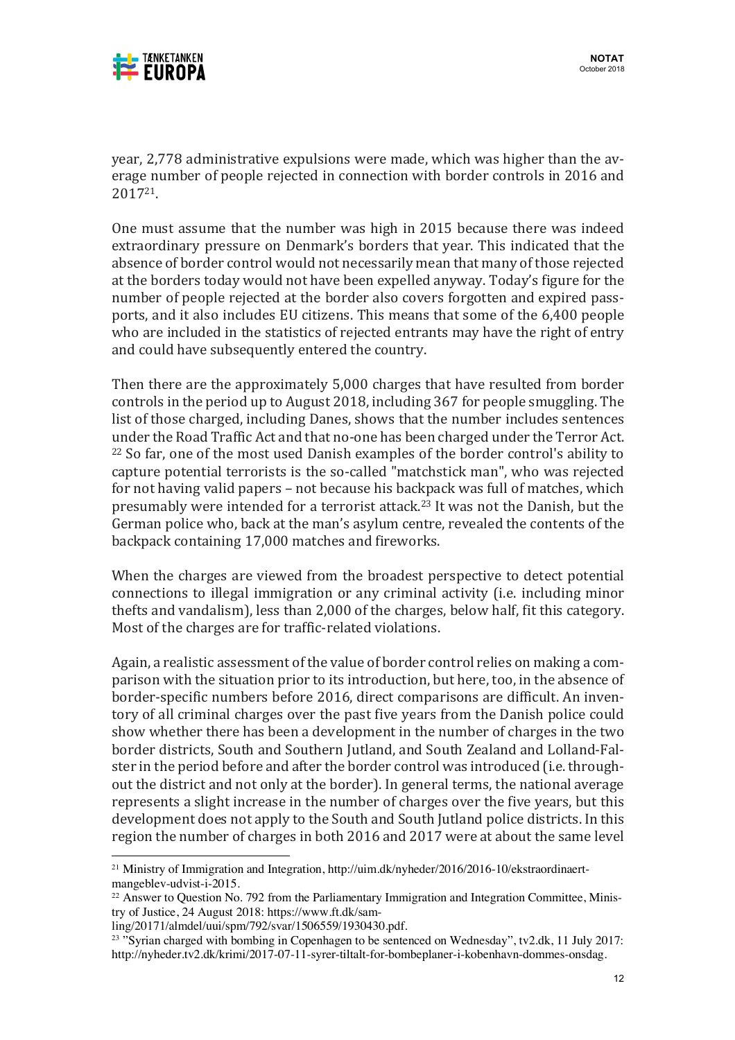year, 2,778 administrative expulsions were made, which was higher than the average number of people rejected in connection with border controls in 2016 and 2017[21].

One must assume that the number was high in 2015 because there was indeed extraordinary pressure on Denmark's borders that year. This indicated that the absence of border control would not necessarily mean that many of those rejected at the borders today would not have been expelled anyway. Today's figure for the number of people rejected at the border also covers forgotten and expired passports, and it also includes EU citizens. This means that some of the 6,400 people who are included in the statistics of rejected entrants may have the right of entry and could have subsequently entered the country.

Then there are the approximately 5,000 charges that have resulted from border controls in the period up to August 2018, including 367 for people smuggling. The list of those charged, including Danes, shows that the number includes sentences under the Road Traffic Act and that no-one has been charged under the Terror Act.[22] So far, one of the most used Danish examples of the border control's ability to capture potential terrorists is the so-called "matchstick man", who was rejected for not having valid papers – not because his backpack was full of matches, which presumably were intended for a terrorist attack.[23] It was not the Danish, but the German police who, back at the man's asylum centre, revealed the contents of the backpack containing 17,000 matches and fireworks.

When the charges are viewed from the broadest perspective to detect potential connections to illegal immigration or any criminal activity (i.e. including minor thefts and vandalism), less than 2,000 of the charges, below half, fit this category. Most of the charges are for traffic-related violations.

Again, a realistic assessment of the value of border control relies on making a comparison with the situation prior to its introduction, but here, too, in the absence of border-specific numbers before 2016, direct comparisons are difficult. An inventory of all criminal charges over the past five years from the Danish police could show whether there has been a development in the number of charges in the two border districts, South and Southern Jutland, and South Zealand and Lolland-Falster in the period before and after the border control was introduced (i.e. throughout the district and not only at the border). In general terms, the national average represents a slight increase in the number of charges over the five years, but this development does not apply to the South and South Jutland police districts. In this region the number of charges in both 2016 and 2017 were at about the same level

---

[21] Ministry of Immigration and Integration, http://uim.dk/nyheder/2016/2016-10/ekstraordinaert-mangeblev-udvist-i-2015.

[22] Answer to Question No. 792 from the Parliamentary Immigration and Integration Committee, Ministry of Justice, 24 August 2018: https://www.ft.dk/samling/20171/almdel/uui/spm/792/svar/1506559/1930430.pdf.

[23] "Syrian charged with bombing in Copenhagen to be sentenced on Wednesday", tv2.dk, 11 July 2017: http://nyheder.tv2.dk/krimi/2017-07-11-syrer-tiltalt-for-bombeplaner-i-kobenhavn-dommes-onsdag.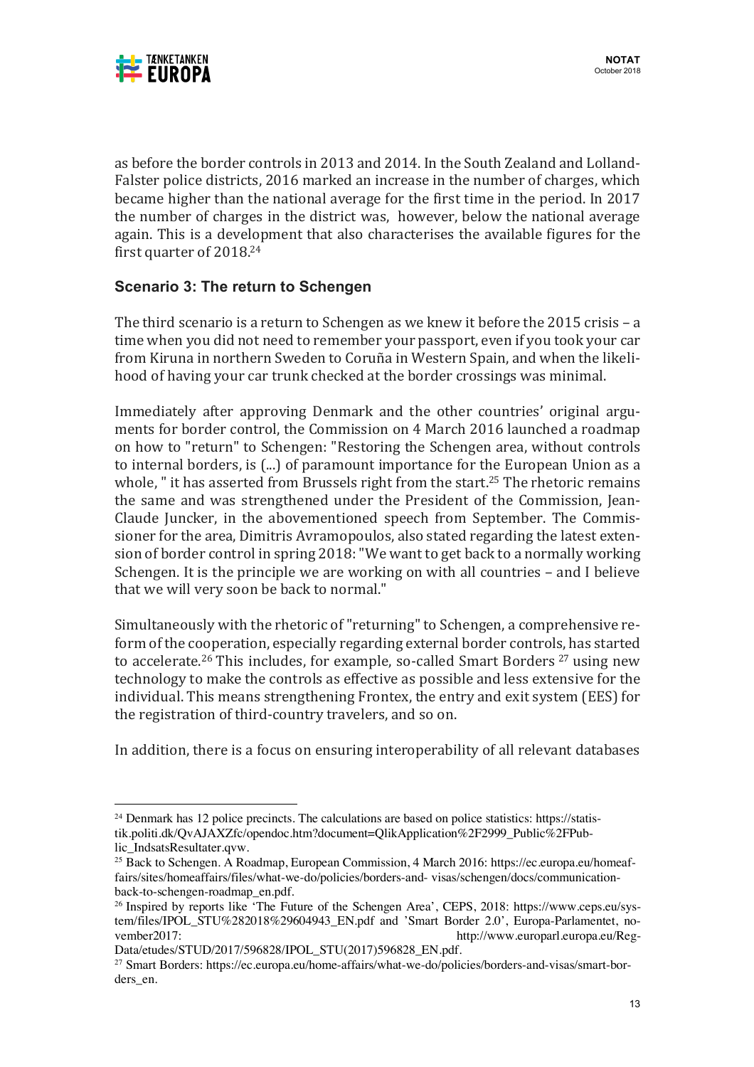as before the border controls in 2013 and 2014. In the South Zealand and Lolland-Falster police districts, 2016 marked an increase in the number of charges, which became higher than the national average for the first time in the period. In 2017 the number of charges in the district was, however, below the national average again. This is a development that also characterises the available figures for the first quarter of 2018.[24]

### Scenario 3: The return to Schengen

The third scenario is a return to Schengen as we knew it before the 2015 crisis – a time when you did not need to remember your passport, even if you took your car from Kiruna in northern Sweden to Coruña in Western Spain, and when the likelihood of having your car trunk checked at the border crossings was minimal.

Immediately after approving Denmark and the other countries' original arguments for border control, the Commission on 4 March 2016 launched a roadmap on how to "return" to Schengen: "Restoring the Schengen area, without controls to internal borders, is (...) of paramount importance for the European Union as a whole, " it has asserted from Brussels right from the start.[25] The rhetoric remains the same and was strengthened under the President of the Commission, Jean-Claude Juncker, in the abovementioned speech from September. The Commissioner for the area, Dimitris Avramopoulos, also stated regarding the latest extension of border control in spring 2018: "We want to get back to a normally working Schengen. It is the principle we are working on with all countries – and I believe that we will very soon be back to normal."

Simultaneously with the rhetoric of "returning" to Schengen, a comprehensive reform of the cooperation, especially regarding external border controls, has started to accelerate.[26] This includes, for example, so-called Smart Borders [27] using new technology to make the controls as effective as possible and less extensive for the individual. This means strengthening Frontex, the entry and exit system (EES) for the registration of third-country travelers, and so on.

In addition, there is a focus on ensuring interoperability of all relevant databases

---

[24] Denmark has 12 police precincts. The calculations are based on police statistics: https://statistik.politi.dk/QvAJAXZfc/opendoc.htm?document=QlikApplication%2F2999_Public%2FPublic_IndsatsResultater.qvw.

[25] Back to Schengen. A Roadmap, European Commission, 4 March 2016: https://ec.europa.eu/homeaffairs/sites/homeaffairs/files/what-we-do/policies/borders-and- visas/schengen/docs/communication-back-to-schengen-roadmap_en.pdf.

[26] Inspired by reports like 'The Future of the Schengen Area', CEPS, 2018: https://www.ceps.eu/system/files/IPOL_STU%282018%29604943_EN.pdf and 'Smart Border 2.0', Europa-Parlamentet, november2017: http://www.europarl.europa.eu/RegData/etudes/STUD/2017/596828/IPOL_STU(2017)596828_EN.pdf.

[27] Smart Borders: https://ec.europa.eu/home-affairs/what-we-do/policies/borders-and-visas/smart-borders_en.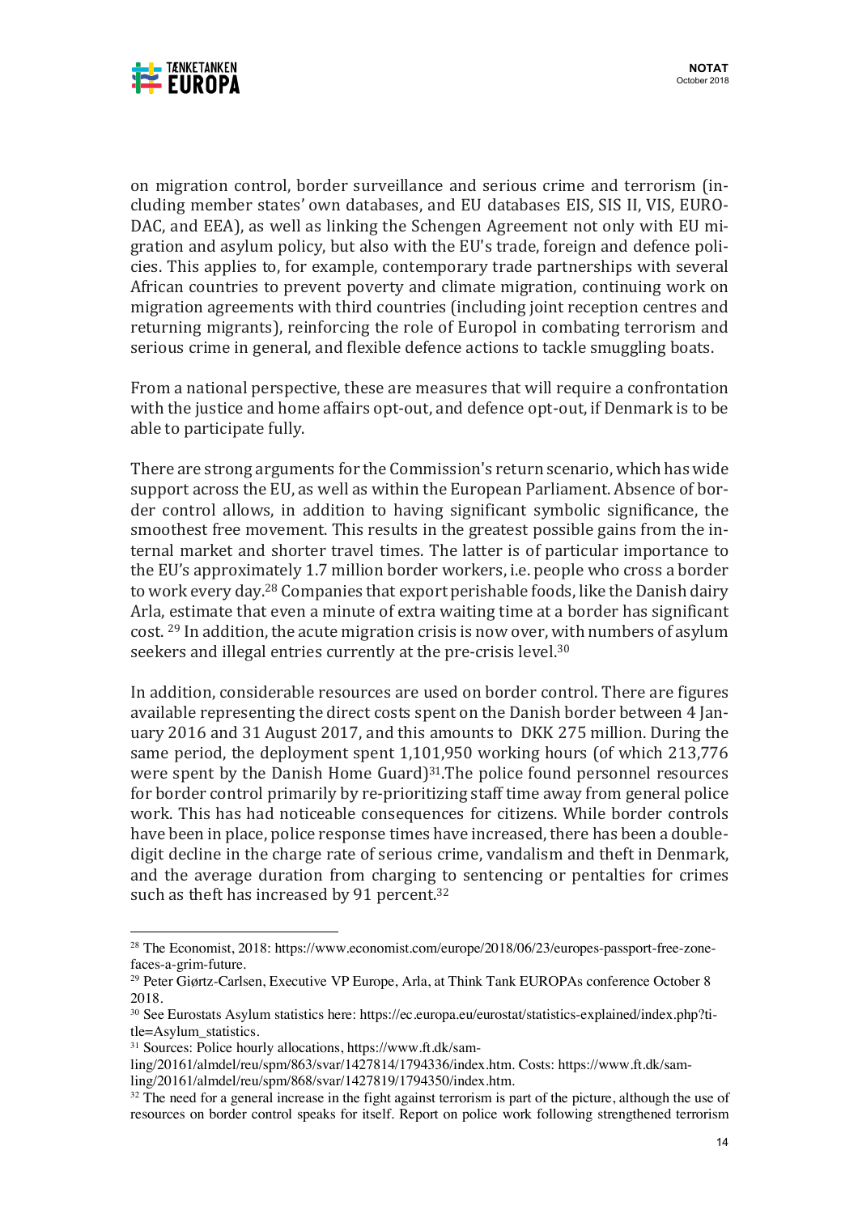on migration control, border surveillance and serious crime and terrorism (including member states' own databases, and EU databases EIS, SIS II, VIS, EURODAC, and EEA), as well as linking the Schengen Agreement not only with EU migration and asylum policy, but also with the EU's trade, foreign and defence policies. This applies to, for example, contemporary trade partnerships with several African countries to prevent poverty and climate migration, continuing work on migration agreements with third countries (including joint reception centres and returning migrants), reinforcing the role of Europol in combating terrorism and serious crime in general, and flexible defence actions to tackle smuggling boats.

From a national perspective, these are measures that will require a confrontation with the justice and home affairs opt-out, and defence opt-out, if Denmark is to be able to participate fully.

There are strong arguments for the Commission's return scenario, which has wide support across the EU, as well as within the European Parliament. Absence of border control allows, in addition to having significant symbolic significance, the smoothest free movement. This results in the greatest possible gains from the internal market and shorter travel times. The latter is of particular importance to the EU's approximately 1.7 million border workers, i.e. people who cross a border to work every day.[28] Companies that export perishable foods, like the Danish dairy Arla, estimate that even a minute of extra waiting time at a border has significant cost. [29] In addition, the acute migration crisis is now over, with numbers of asylum seekers and illegal entries currently at the pre-crisis level.[30]

In addition, considerable resources are used on border control. There are figures available representing the direct costs spent on the Danish border between 4 January 2016 and 31 August 2017, and this amounts to DKK 275 million. During the same period, the deployment spent 1,101,950 working hours (of which 213,776 were spent by the Danish Home Guard)[31].The police found personnel resources for border control primarily by re-prioritizing staff time away from general police work. This has had noticeable consequences for citizens. While border controls have been in place, police response times have increased, there has been a double-digit decline in the charge rate of serious crime, vandalism and theft in Denmark, and the average duration from charging to sentencing or pentalties for crimes such as theft has increased by 91 percent.[32]

---

[28] The Economist, 2018: https://www.economist.com/europe/2018/06/23/europes-passport-free-zone-faces-a-grim-future.

[29] Peter Giørtz-Carlsen, Executive VP Europe, Arla, at Think Tank EUROPAs conference October 8 2018.

[30] See Eurostats Asylum statistics here: https://ec.europa.eu/eurostat/statistics-explained/index.php?title=Asylum_statistics.

[31] Sources: Police hourly allocations, https://www.ft.dk/samling/20161/almdel/reu/spm/863/svar/1427814/1794336/index.htm. Costs: https://www.ft.dk/samling/20161/almdel/reu/spm/868/svar/1427819/1794350/index.htm.

[32] The need for a general increase in the fight against terrorism is part of the picture, although the use of resources on border control speaks for itself. Report on police work following strengthened terrorism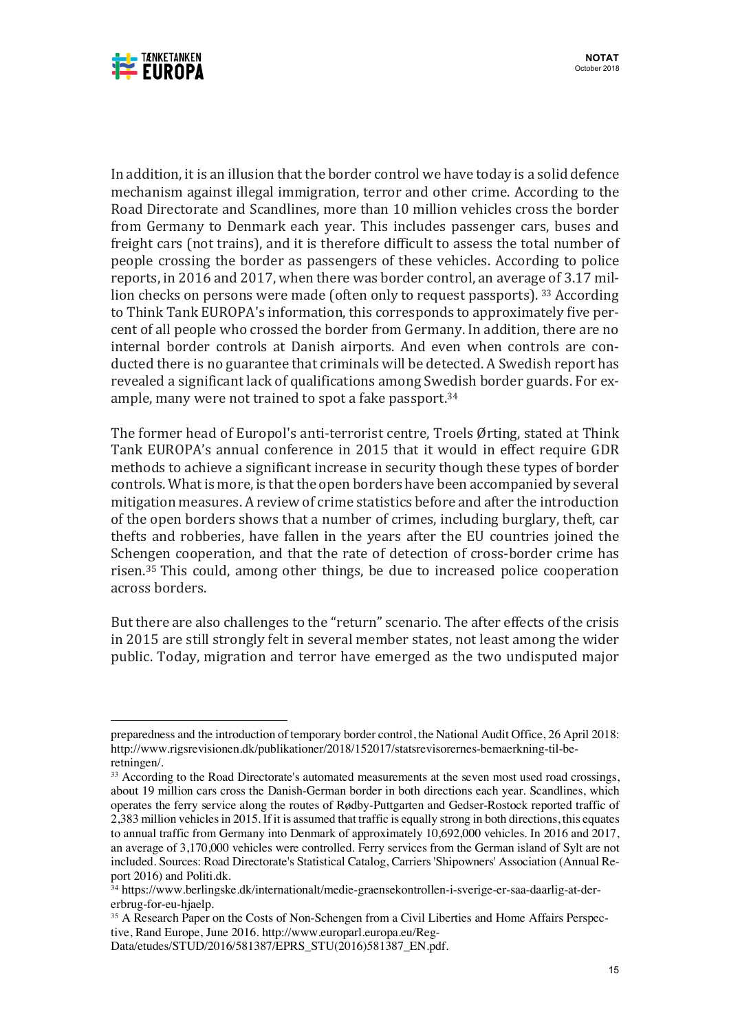In addition, it is an illusion that the border control we have today is a solid defence mechanism against illegal immigration, terror and other crime. According to the Road Directorate and Scandlines, more than 10 million vehicles cross the border from Germany to Denmark each year. This includes passenger cars, buses and freight cars (not trains), and it is therefore difficult to assess the total number of people crossing the border as passengers of these vehicles. According to police reports, in 2016 and 2017, when there was border control, an average of 3.17 million checks on persons were made (often only to request passports). [33] According to Think Tank EUROPA's information, this corresponds to approximately five percent of all people who crossed the border from Germany. In addition, there are no internal border controls at Danish airports. And even when controls are conducted there is no guarantee that criminals will be detected. A Swedish report has revealed a significant lack of qualifications among Swedish border guards. For example, many were not trained to spot a fake passport.[34]

The former head of Europol's anti-terrorist centre, Troels Ørting, stated at Think Tank EUROPA's annual conference in 2015 that it would in effect require GDR methods to achieve a significant increase in security though these types of border controls. What is more, is that the open borders have been accompanied by several mitigation measures. A review of crime statistics before and after the introduction of the open borders shows that a number of crimes, including burglary, theft, car thefts and robberies, have fallen in the years after the EU countries joined the Schengen cooperation, and that the rate of detection of cross-border crime has risen.[35] This could, among other things, be due to increased police cooperation across borders.

But there are also challenges to the "return" scenario. The after effects of the crisis in 2015 are still strongly felt in several member states, not least among the wider public. Today, migration and terror have emerged as the two undisputed major

---

preparedness and the introduction of temporary border control, the National Audit Office, 26 April 2018: http://www.rigsrevisionen.dk/publikationer/2018/152017/statsrevisorernes-bemaerkning-til-beretningen/.

[33] According to the Road Directorate's automated measurements at the seven most used road crossings, about 19 million cars cross the Danish-German border in both directions each year. Scandlines, which operates the ferry service along the routes of Rødby-Puttgarten and Gedser-Rostock reported traffic of 2,383 million vehicles in 2015. If it is assumed that traffic is equally strong in both directions, this equates to annual traffic from Germany into Denmark of approximately 10,692,000 vehicles. In 2016 and 2017, an average of 3,170,000 vehicles were controlled. Ferry services from the German island of Sylt are not included. Sources: Road Directorate's Statistical Catalog, Carriers 'Shipowners' Association (Annual Report 2016) and Politi.dk.

[34] https://www.berlingske.dk/internationalt/medie-graensekontrollen-i-sverige-er-saa-daarlig-at-der-erbrug-for-eu-hjaelp.

[35] A Research Paper on the Costs of Non-Schengen from a Civil Liberties and Home Affairs Perspective, Rand Europe, June 2016. http://www.europarl.europa.eu/RegData/etudes/STUD/2016/581387/EPRS_STU(2016)581387_EN.pdf.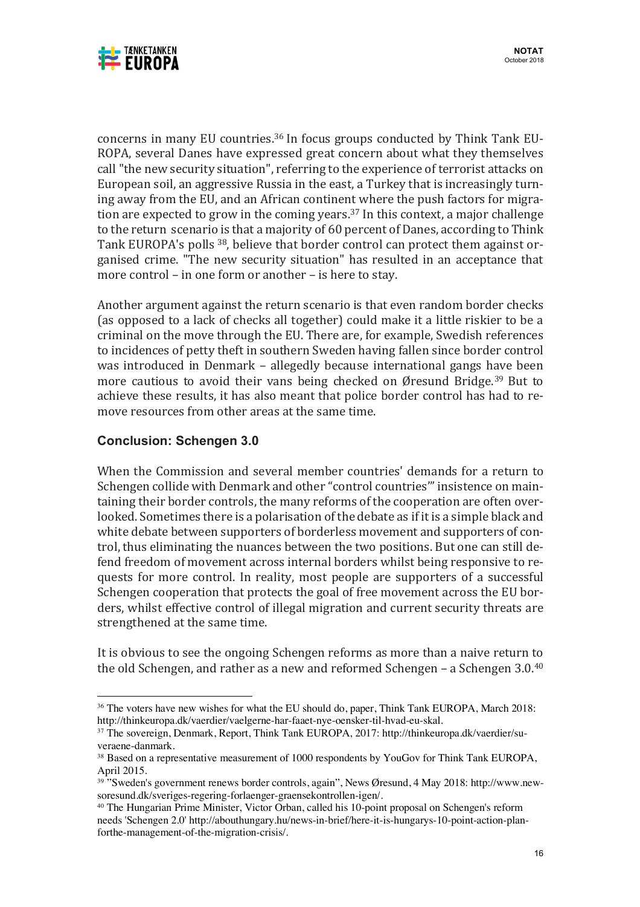concerns in many EU countries.[36] In focus groups conducted by Think Tank EUROPA, several Danes have expressed great concern about what they themselves call "the new security situation", referring to the experience of terrorist attacks on European soil, an aggressive Russia in the east, a Turkey that is increasingly turning away from the EU, and an African continent where the push factors for migration are expected to grow in the coming years.[37] In this context, a major challenge to the return scenario is that a majority of 60 percent of Danes, according to Think Tank EUROPA's polls [38], believe that border control can protect them against organised crime. "The new security situation" has resulted in an acceptance that more control – in one form or another – is here to stay.

Another argument against the return scenario is that even random border checks (as opposed to a lack of checks all together) could make it a little riskier to be a criminal on the move through the EU. There are, for example, Swedish references to incidences of petty theft in southern Sweden having fallen since border control was introduced in Denmark – allegedly because international gangs have been more cautious to avoid their vans being checked on Øresund Bridge.[39] But to achieve these results, it has also meant that police border control has had to remove resources from other areas at the same time.

## Conclusion: Schengen 3.0

When the Commission and several member countries' demands for a return to Schengen collide with Denmark and other "control countries'" insistence on maintaining their border controls, the many reforms of the cooperation are often overlooked. Sometimes there is a polarisation of the debate as if it is a simple black and white debate between supporters of borderless movement and supporters of control, thus eliminating the nuances between the two positions. But one can still defend freedom of movement across internal borders whilst being responsive to requests for more control. In reality, most people are supporters of a successful Schengen cooperation that protects the goal of free movement across the EU borders, whilst effective control of illegal migration and current security threats are strengthened at the same time.

It is obvious to see the ongoing Schengen reforms as more than a naive return to the old Schengen, and rather as a new and reformed Schengen – a Schengen 3.0.[40]

---

[36] The voters have new wishes for what the EU should do, paper, Think Tank EUROPA, March 2018: http://thinkeuropa.dk/vaerdier/vaelgerne-har-faaet-nye-oensker-til-hvad-eu-skal.

[37] The sovereign, Denmark, Report, Think Tank EUROPA, 2017: http://thinkeuropa.dk/vaerdier/suveraene-danmark.

[38] Based on a representative measurement of 1000 respondents by YouGov for Think Tank EUROPA, April 2015.

[39] "Sweden's government renews border controls, again", News Øresund, 4 May 2018: http://www.newsoresund.dk/sveriges-regering-forlaenger-graensekontrollen-igen/.

[40] The Hungarian Prime Minister, Victor Orban, called his 10-point proposal on Schengen's reform needs 'Schengen 2.0' http://abouthungary.hu/news-in-brief/here-it-is-hungarys-10-point-action-planforthe-management-of-the-migration-crisis/.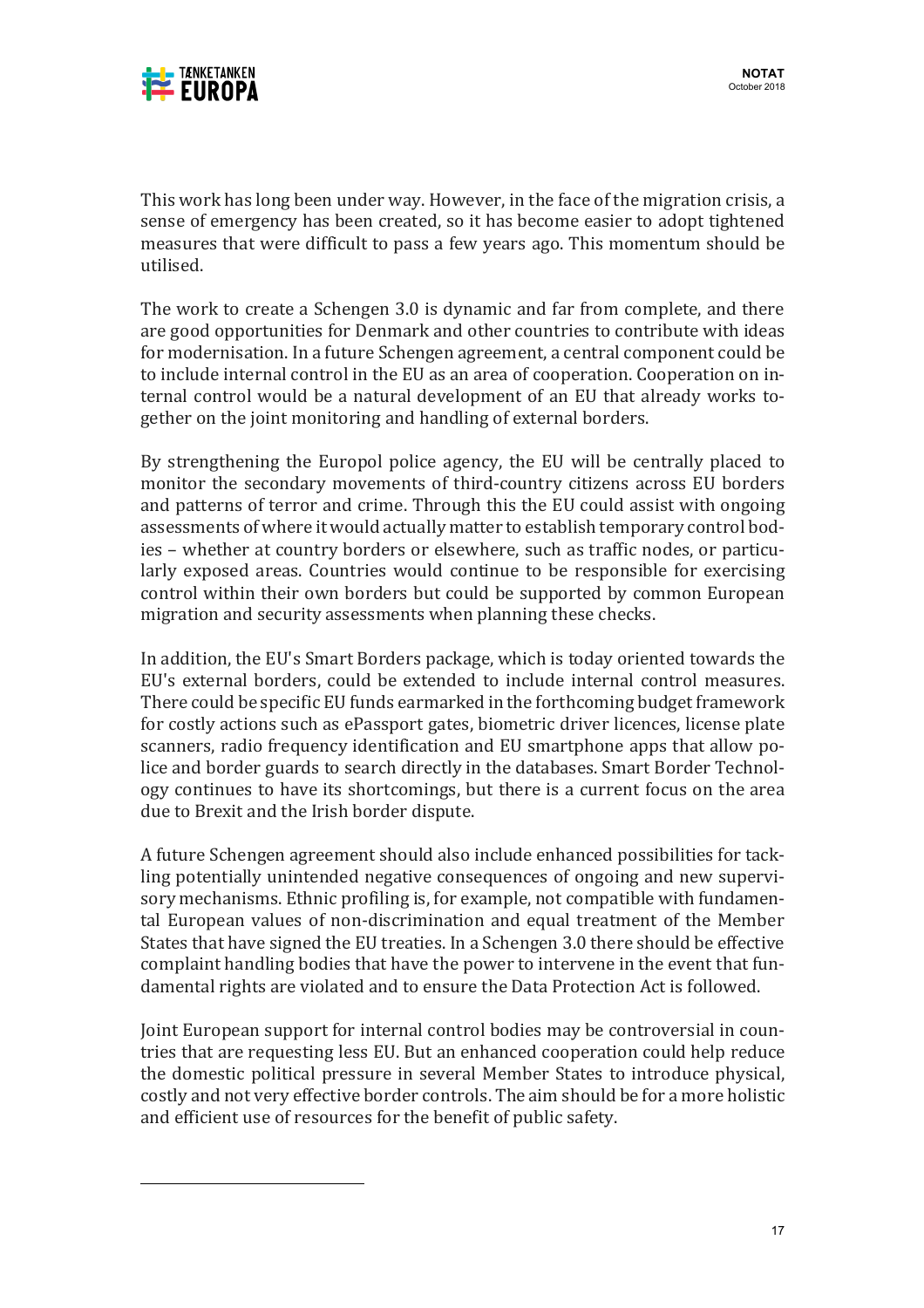This work has long been under way. However, in the face of the migration crisis, a sense of emergency has been created, so it has become easier to adopt tightened measures that were difficult to pass a few years ago. This momentum should be utilised.

The work to create a Schengen 3.0 is dynamic and far from complete, and there are good opportunities for Denmark and other countries to contribute with ideas for modernisation. In a future Schengen agreement, a central component could be to include internal control in the EU as an area of cooperation. Cooperation on internal control would be a natural development of an EU that already works together on the joint monitoring and handling of external borders.

By strengthening the Europol police agency, the EU will be centrally placed to monitor the secondary movements of third-country citizens across EU borders and patterns of terror and crime. Through this the EU could assist with ongoing assessments of where it would actually matter to establish temporary control bodies – whether at country borders or elsewhere, such as traffic nodes, or particularly exposed areas. Countries would continue to be responsible for exercising control within their own borders but could be supported by common European migration and security assessments when planning these checks.

In addition, the EU's Smart Borders package, which is today oriented towards the EU's external borders, could be extended to include internal control measures. There could be specific EU funds earmarked in the forthcoming budget framework for costly actions such as ePassport gates, biometric driver licences, license plate scanners, radio frequency identification and EU smartphone apps that allow police and border guards to search directly in the databases. Smart Border Technology continues to have its shortcomings, but there is a current focus on the area due to Brexit and the Irish border dispute.

A future Schengen agreement should also include enhanced possibilities for tackling potentially unintended negative consequences of ongoing and new supervisory mechanisms. Ethnic profiling is, for example, not compatible with fundamental European values of non-discrimination and equal treatment of the Member States that have signed the EU treaties. In a Schengen 3.0 there should be effective complaint handling bodies that have the power to intervene in the event that fundamental rights are violated and to ensure the Data Protection Act is followed.

Joint European support for internal control bodies may be controversial in countries that are requesting less EU. But an enhanced cooperation could help reduce the domestic political pressure in several Member States to introduce physical, costly and not very effective border controls. The aim should be for a more holistic and efficient use of resources for the benefit of public safety.